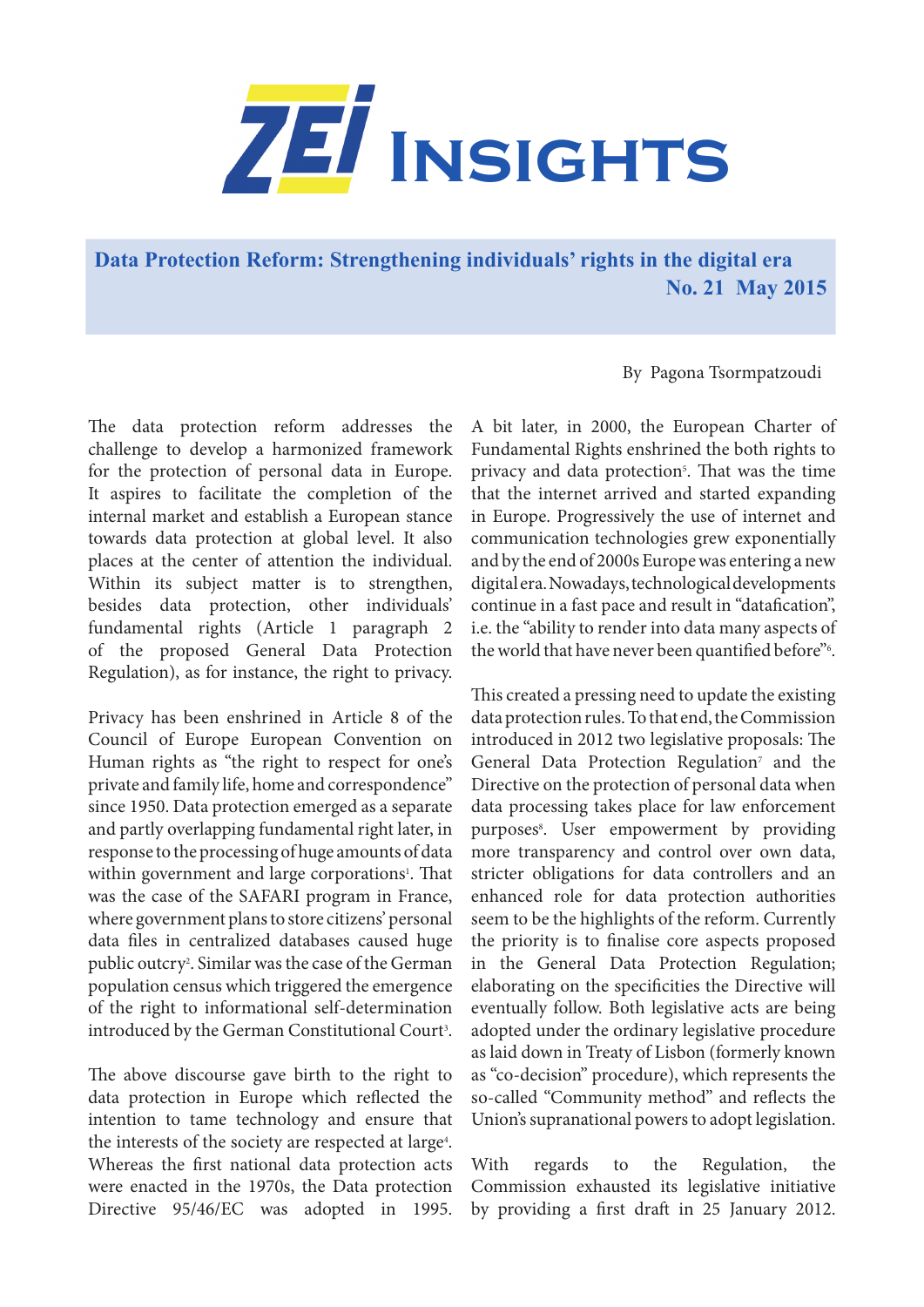# ZEI Insights

## Data Protection Reform: Strengthening individuals' rights in the digital era

**No. 21 May 2015**

By Pagona Tsorpatzoudi

The data protection reform addresses the challenge to develop a harmonized framework for the protection of personal data in Europe. It aspires to facilitate the completion of the internal market and establish a European stance towards data protection at global level. It also places at the center of attention the individual. Within its subject matter is to strengthen, besides data protection, other individuals' fundamental rights (Article 1 paragraph 2 of the proposed General Data Protection Regulation), as for instance, the right to privacy.

Privacy has been enshrined in Article 8 of the Council of Europe European Convention on Human rights as "the right to respect for one's private and family life, home and correspondence" since 1950. Data protection emerged as a separate and partly overlapping fundamental right later, in response to the processing of huge amounts of data within government and large corporations[1]. That was the case of the SAFARI program in France, where government plans to store citizens' personal data files in centralized databases caused huge public outcry[2]. Similar was the case of the German population census which triggered the emergence of the right to informational self-determination introduced by the German Constitutional Court[3].

The above discourse gave birth to the right to data protection in Europe which reflected the intention to tame technology and ensure that the interests of the society are respected at large[4]. Whereas the first national data protection acts were enacted in the 1970s, the Data protection Directive 95/46/EC was adopted in 1995. A bit later, in 2000, the European Charter of Fundamental Rights enshrined the both rights to privacy and data protection[5]. That was the time that the internet arrived and started expanding in Europe. Progressively the use of internet and communication technologies grew exponentially and by the end of 2000s Europe was entering a new digital era. Nowadays, technological developments continue in a fast pace and result in "datafication", i.e. the "ability to render into data many aspects of the world that have never been quantified before"[6].

This created a pressing need to update the existing data protection rules. To that end, the Commission introduced in 2012 two legislative proposals: The General Data Protection Regulation[7] and the Directive on the protection of personal data when data processing takes place for law enforcement purposes[8]. User empowerment by providing more transparency and control over own data, stricter obligations for data controllers and an enhanced role for data protection authorities seem to be the highlights of the reform. Currently the priority is to finalise core aspects proposed in the General Data Protection Regulation; elaborating on the specificities the Directive will eventually follow. Both legislative acts are being adopted under the ordinary legislative procedure as laid down in Treaty of Lisbon (formerly known as "co-decision" procedure), which represents the so-called "Community method" and reflects the Union's supranational powers to adopt legislation.

With regards to the Regulation, the Commission exhausted its legislative initiative by providing a first draft in 25 January 2012.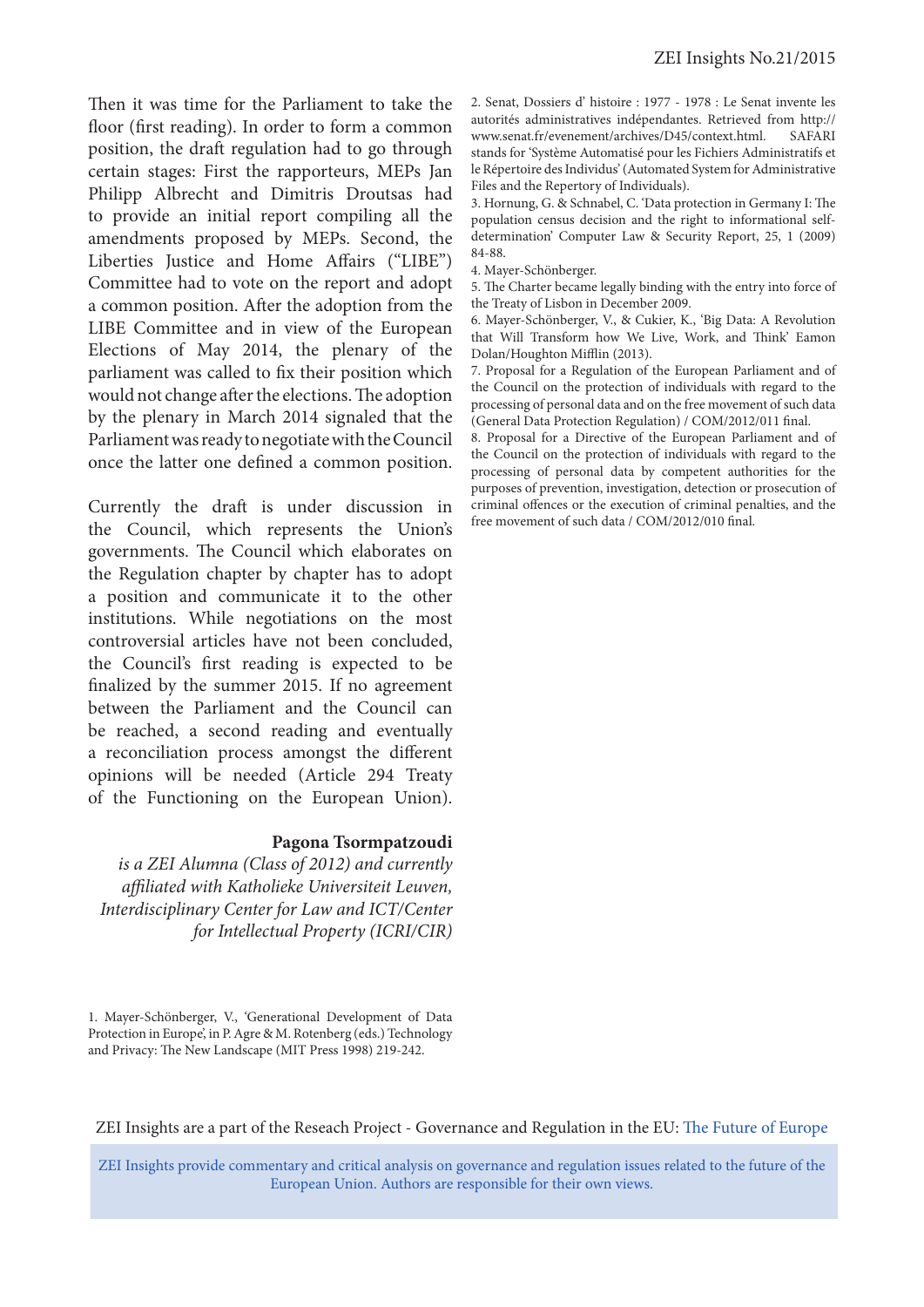Then it was time for the Parliament to take the floor (first reading). In order to form a common position, the draft regulation had to go through certain stages: First the rapporteurs, MEPs Jan Philipp Albrecht and Dimitris Droutsas had to provide an initial report compiling all the amendments proposed by MEPs. Second, the Liberties Justice and Home Affairs ("LIBE") Committee had to vote on the report and adopt a common position. After the adoption from the LIBE Committee and in view of the European Elections of May 2014, the plenary of the parliament was called to fix their position which would not change after the elections. The adoption by the plenary in March 2014 signaled that the Parliament was ready to negotiate with the Council once the latter one defined a common position.

Currently the draft is under discussion in the Council, which represents the Union's governments. The Council which elaborates on the Regulation chapter by chapter has to adopt a position and communicate it to the other institutions. While negotiations on the most controversial articles have not been concluded, the Council's first reading is expected to be finalized by the summer 2015. If no agreement between the Parliament and the Council can be reached, a second reading and eventually a reconciliation process amongst the different opinions will be needed (Article 294 Treaty of the Functioning on the European Union).

**Pagona Tsormpatzoudi**

*is a ZEI Alumna (Class of 2012) and currently affiliated with Katholieke Universiteit Leuven, Interdisciplinary Center for Law and ICT/Center for Intellectual Property (ICRI/CIR)*

1. Mayer-Schönberger, V., 'Generational Development of Data Protection in Europe', in P. Agre & M. Rotenberg (eds.) Technology and Privacy: The New Landscape (MIT Press 1998) 219-242.

2. Senat, Dossiers d' histoire : 1977 - 1978 : Le Senat invente les autorités administratives indépendantes. Retrieved from http://www.senat.fr/evenement/archives/D45/context.html. SAFARI stands for 'Système Automatisé pour les Fichiers Administratifs et le Répertoire des Individus' (Automated System for Administrative Files and the Repertory of Individuals).

3. Hornung, G. & Schnabel, C. 'Data protection in Germany I: The population census decision and the right to informational self-determination' Computer Law & Security Report, 25, 1 (2009) 84-88.

4. Mayer-Schönberger.

5. The Charter became legally binding with the entry into force of the Treaty of Lisbon in December 2009.

6. Mayer-Schönberger, V., & Cukier, K., 'Big Data: A Revolution that Will Transform how We Live, Work, and Think' Eamon Dolan/Houghton Mifflin (2013).

7. Proposal for a Regulation of the European Parliament and of the Council on the protection of individuals with regard to the processing of personal data and on the free movement of such data (General Data Protection Regulation) / COM/2012/011 final.

8. Proposal for a Directive of the European Parliament and of the Council on the protection of individuals with regard to the processing of personal data by competent authorities for the purposes of prevention, investigation, detection or prosecution of criminal offences or the execution of criminal penalties, and the free movement of such data / COM/2012/010 final.

ZEI Insights are a part of the Reseach Project - Governance and Regulation in the EU: The Future of Europe

ZEI Insights provide commentary and critical analysis on governance and regulation issues related to the future of the European Union. Authors are responsible for their own views.